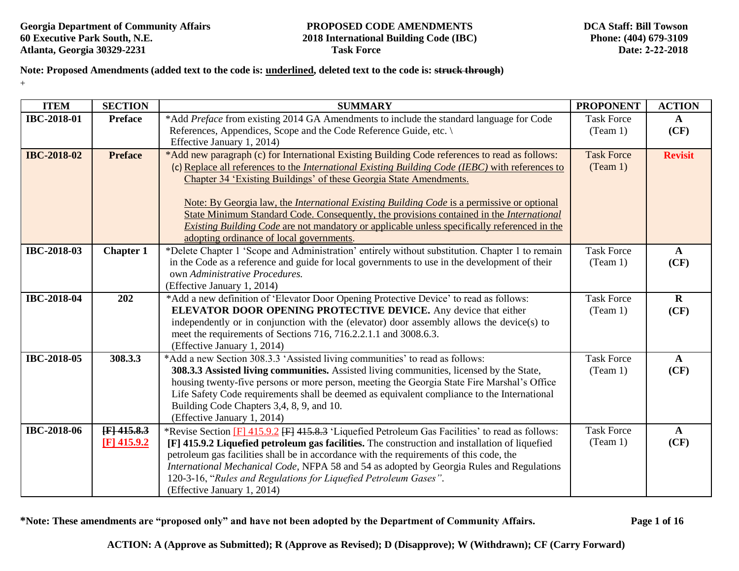**Georgia Department of Community Affairs**
**60 Executive Park South, N.E.**
**Atlanta, Georgia 30329-2231**

**PROPOSED CODE AMENDMENTS**
**2018 International Building Code (IBC)**
**Task Force**

**DCA Staff: Bill Towson**
**Phone: (404) 679-3109**
**Date: 2-22-2018**

**Note: Proposed Amendments (added text to the code is: <u>underlined</u>, deleted text to the code is: ~~struck through~~)**

+

| ITEM | SECTION | SUMMARY | PROPONENT | ACTION |
|---|---|---|---|---|
| **IBC-2018-01** | **Preface** | *Add *Preface* from existing 2014 GA Amendments to include the standard language for Code References, Appendices, Scope and the Code Reference Guide, etc. \ Effective January 1, 2014) | Task Force (Team 1) | **A (CF)** |
| **IBC-2018-02** | **Preface** | *Add new paragraph (c) for International Existing Building Code references to read as follows: (c) <u>Replace all references to the *International Existing Building Code (IEBC)* with references to Chapter 34 'Existing Buildings' of these Georgia State Amendments.</u><br><br><u>Note: By Georgia law, the *International Existing Building Code* is a permissive or optional State Minimum Standard Code. Consequently, the provisions contained in the *International Existing Building Code* are not mandatory or applicable unless specifically referenced in the adopting ordinance of local governments</u>. | Task Force (Team 1) | **Revisit** |
| **IBC-2018-03** | **Chapter 1** | *Delete Chapter 1 'Scope and Administration' entirely without substitution. Chapter 1 to remain in the Code as a reference and guide for local governments to use in the development of their own *Administrative Procedures.* (Effective January 1, 2014) | Task Force (Team 1) | **A (CF)** |
| **IBC-2018-04** | **202** | *Add a new definition of 'Elevator Door Opening Protective Device' to read as follows: **ELEVATOR DOOR OPENING PROTECTIVE DEVICE.** Any device that either independently or in conjunction with the (elevator) door assembly allows the device(s) to meet the requirements of Sections 716, 716.2.2.1.1 and 3008.6.3. (Effective January 1, 2014) | Task Force (Team 1) | **R (CF)** |
| **IBC-2018-05** | **308.3.3** | *Add a new Section 308.3.3 'Assisted living communities' to read as follows: **308.3.3 Assisted living communities.** Assisted living communities, licensed by the State, housing twenty-five persons or more person, meeting the Georgia State Fire Marshal's Office Life Safety Code requirements shall be deemed as equivalent compliance to the International Building Code Chapters 3,4, 8, 9, and 10. (Effective January 1, 2014) | Task Force (Team 1) | **A (CF)** |
| **IBC-2018-06** | ~~**[F] 415.8.3**~~ <u>**[F] 415.9.2**</u> | *Revise Section <u>[F] 415.9.2</u> ~~[F] 415.8.3~~ 'Liquefied Petroleum Gas Facilities' to read as follows: **[F] 415.9.2 Liquefied petroleum gas facilities.** The construction and installation of liquefied petroleum gas facilities shall be in accordance with the requirements of this code, the *International Mechanical Code*, NFPA 58 and 54 as adopted by Georgia Rules and Regulations 120-3-16, "*Rules and Regulations for Liquefied Petroleum Gases"*. (Effective January 1, 2014) | Task Force (Team 1) | **A (CF)** |

***Note: These amendments are "proposed only" and have not been adopted by the Department of Community Affairs.**

**ACTION: A (Approve as Submitted); R (Approve as Revised); D (Disapprove); W (Withdrawn); CF (Carry Forward)**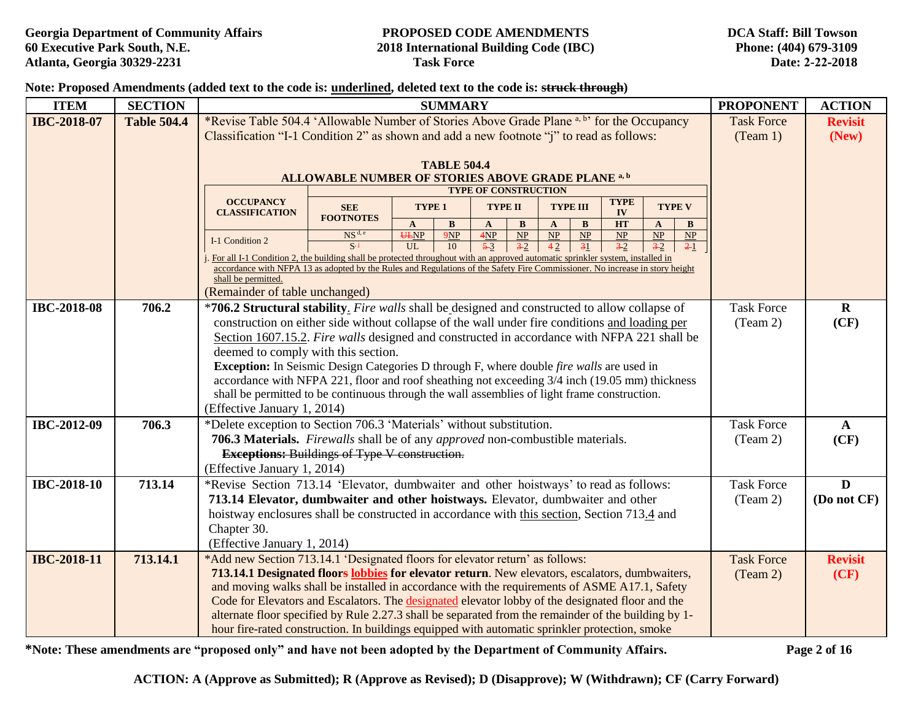**Note: Proposed Amendments (added text to the code is: underlined, deleted text to the code is: ~~struck through~~)**

| ITEM | SECTION | SUMMARY | PROPONENT | ACTION |
|---|---|---|---|---|
| IBC-2018-07 | Table 504.4 | *Revise Table 504.4 'Allowable Number of Stories Above Grade Plane [a, b]' for the Occupancy Classification "I-1 Condition 2" as shown and add a new footnote "j" to read as follows: (see table below) (Remainder of table unchanged) | Task Force (Team 1) | **Revisit (New)** |
| IBC-2018-08 | 706.2 | ***706.2 Structural stability**. *Fire walls* shall be designed and constructed to allow collapse of construction on either side without collapse of the wall under fire conditions <u>and loading per Section 1607.15.2</u>. *Fire walls* designed and constructed in accordance with NFPA 221 shall be deemed to comply with this section. **Exception:** In Seismic Design Categories D through F, where double *fire walls* are used in accordance with NFPA 221, floor and roof sheathing not exceeding 3/4 inch (19.05 mm) thickness shall be permitted to be continuous through the wall assemblies of light frame construction. (Effective January 1, 2014) | Task Force (Team 2) | **R (CF)** |
| IBC-2012-09 | 706.3 | *Delete exception to Section 706.3 'Materials' without substitution. **706.3 Materials.** *Firewalls* shall be of any *approved* non-combustible materials. ~~**Exceptions:** Buildings of Type V construction.~~ (Effective January 1, 2014) | Task Force (Team 2) | **A (CF)** |
| IBC-2018-10 | 713.14 | *Revise Section 713.14 'Elevator, dumbwaiter and other hoistways' to read as follows: **713.14 Elevator, dumbwaiter and other hoistways.** Elevator, dumbwaiter and other hoistway enclosures shall be constructed in accordance with <u>this section</u>, Section 713.<u>4</u> and Chapter 30. (Effective January 1, 2014) | Task Force (Team 2) | **D (Do not CF)** |
| IBC-2018-11 | 713.14.1 | *Add new Section 713.14.1 'Designated floors for elevator return' as follows: **713.14.1 Designated floor~~s~~ <u>lobbies</u> for elevator return**. New elevators, escalators, dumbwaiters, and moving walks shall be installed in accordance with the requirements of ASME A17.1, Safety Code for Elevators and Escalators. The <u>designated</u> elevator lobby of the designated floor and the alternate floor specified by Rule 2.27.3 shall be separated from the remainder of the building by 1-hour fire-rated construction. In buildings equipped with automatic sprinkler protection, smoke | Task Force (Team 2) | **Revisit (CF)** |

**TABLE 504.4**
**ALLOWABLE NUMBER OF STORIES ABOVE GRADE PLANE [a, b]**

| OCCUPANCY CLASSIFICATION | SEE FOOTNOTES | TYPE I A | TYPE I B | TYPE II A | TYPE II B | TYPE III A | TYPE III B | TYPE IV HT | TYPE V A | TYPE V B |
|---|---|---|---|---|---|---|---|---|---|---|
| I-1 Condition 2 | NS [d, e] | ~~UL~~<u>NP</u> | ~~9~~<u>NP</u> | ~~4~~<u>NP</u> | <u>NP</u> | <u>NP</u> | <u>NP</u> | <u>NP</u> | <u>NP</u> | <u>NP</u> |
| | S [j] | UL | 10 | ~~5~~ <u>3</u> | ~~3~~ <u>2</u> | ~~4~~ <u>2</u> | ~~3~~ <u>1</u> | ~~3~~ <u>2</u> | ~~3~~ <u>2</u> | ~~2~~ <u>1</u> |

<u>j. For all I-1 Condition 2, the building shall be protected throughout with an approved automatic sprinkler system, installed in accordance with NFPA 13 as adopted by the Rules and Regulations of the Safety Fire Commissioner. No increase in story height shall be permitted.</u>

(Remainder of table unchanged)

***Note: These amendments are "proposed only" and have not been adopted by the Department of Community Affairs.**

**ACTION: A (Approve as Submitted); R (Approve as Revised); D (Disapprove); W (Withdrawn); CF (Carry Forward)**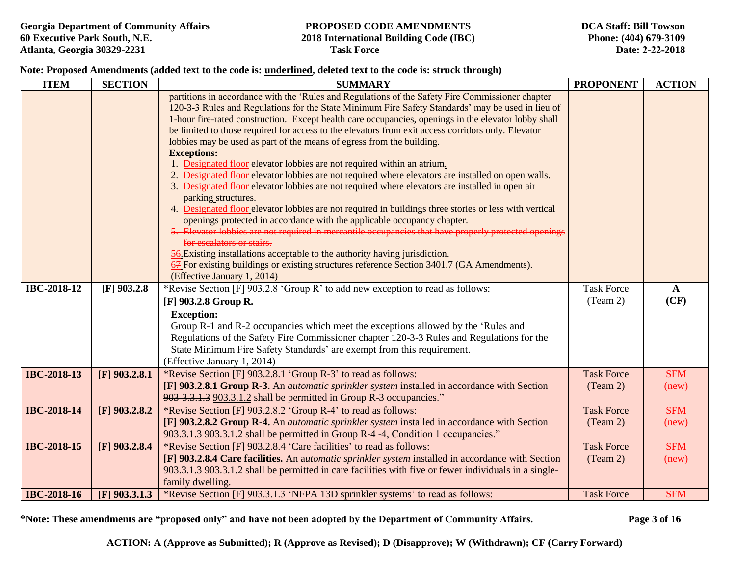Note: Proposed Amendments (added text to the code is: underlined, deleted text to the code is: ~~struck through~~)

| ITEM | SECTION | SUMMARY | PROPONENT | ACTION |
|---|---|---|---|---|
| | | partitions in accordance with the 'Rules and Regulations of the Safety Fire Commissioner chapter 120-3-3 Rules and Regulations for the State Minimum Fire Safety Standards' may be used in lieu of 1-hour fire-rated construction. Except health care occupancies, openings in the elevator lobby shall be limited to those required for access to the elevators from exit access corridors only. Elevator lobbies may be used as part of the means of egress from the building.<br>**Exceptions:**<br>1. <u>Designated floor</u> elevator lobbies are not required within an atrium<u>.</u><br>2. <u>Designated floor</u> elevator lobbies are not required where elevators are installed on open walls.<br>3. <u>Designated floor</u> elevator lobbies are not required where elevators are installed in open air parking<u> </u>structures.<br>4. <u>Designated floor </u>elevator lobbies are not required in buildings three stories or less with vertical openings protected in accordance with the applicable occupancy chapter<u>.</u><br>~~5. Elevator lobbies are not required in mercantile occupancies that have properly protected openings for escalators or stairs.~~<br><u>5</u>~~6~~.Existing installations acceptable to the authority having jurisdiction.<br><u>6</u>~~7~~ For existing buildings or existing structures reference Section 3401.7 (GA Amendments).<br><u>(Effective January 1, 2014)</u> | | |
| IBC-2018-12 | [F] 903.2.8 | *Revise Section [F] 903.2.8 'Group R' to add new exception to read as follows:<br>**[F] 903.2.8 Group R.**<br>**Exception:**<br>Group R-1 and R-2 occupancies which meet the exceptions allowed by the 'Rules and Regulations of the Safety Fire Commissioner chapter 120-3-3 Rules and Regulations for the State Minimum Fire Safety Standards' are exempt from this requirement.<br>(Effective January 1, 2014) | Task Force (Team 2) | **A (CF)** |
| IBC-2018-13 | [F] 903.2.8.1 | *Revise Section [F] 903.2.8.1 'Group R-3' to read as follows:<br>**[F] 903.2.8.1 Group R-3.** An *automatic sprinkler system* installed in accordance with Section ~~903.3.1.3~~ <u>903.3.1.2</u> shall be permitted in Group R-3 occupancies." | Task Force (Team 2) | SFM (new) |
| IBC-2018-14 | [F] 903.2.8.2 | *Revise Section [F] 903.2.8.2 'Group R-4' to read as follows:<br>**[F] 903.2.8.2 Group R-4.** An *automatic sprinkler system* installed in accordance with Section ~~903.3.1.3~~ <u>903.3.1.2</u> shall be permitted in Group R-4 -4, Condition 1 occupancies." | Task Force (Team 2) | SFM (new) |
| IBC-2018-15 | [F] 903.2.8.4 | *Revise Section [F] 903.2.8.4 'Care facilities' to read as follows:<br>**[F] 903.2.8.4 Care facilities.** An a*utomatic sprinkler system* installed in accordance with Section ~~903.3.1.3~~ 903.3.1.2 shall be permitted in care facilities with five or fewer individuals in a single-family dwelling. | Task Force (Team 2) | SFM (new) |
| IBC-2018-16 | [F] 903.3.1.3 | *Revise Section [F] 903.3.1.3 'NFPA 13D sprinkler systems' to read as follows: | Task Force | SFM |

**\*Note: These amendments are "proposed only" and have not been adopted by the Department of Community Affairs.**

**ACTION: A (Approve as Submitted); R (Approve as Revised); D (Disapprove); W (Withdrawn); CF (Carry Forward)**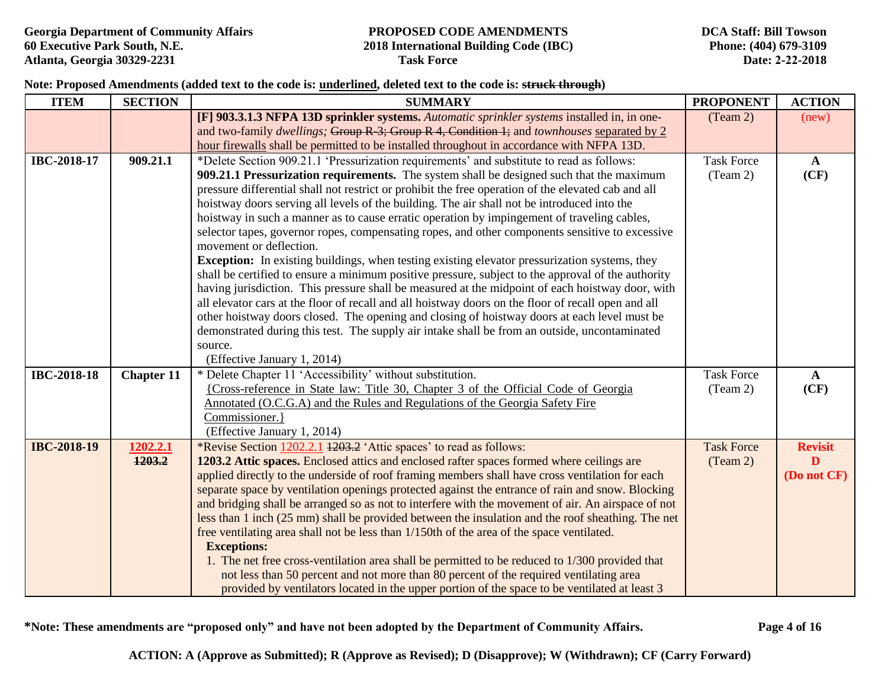Note: Proposed Amendments (added text to the code is: <u>underlined</u>, deleted text to the code is: ~~struck through~~)

| ITEM | SECTION | SUMMARY | PROPONENT | ACTION |
|---|---|---|---|---|
| | | **[F] 903.3.1.3 NFPA 13D sprinkler systems.** *Automatic sprinkler systems* installed in, in one- and two-family *dwellings;* ~~Group R-3; Group R-4, Condition 1;~~ and *townhouses* <u>separated by 2 hour firewalls</u> shall be permitted to be installed throughout in accordance with NFPA 13D. | (Team 2) | (new) |
| **IBC-2018-17** | **909.21.1** | *Delete Section 909.21.1 'Pressurization requirements' and substitute to read as follows:<br>**909.21.1 Pressurization requirements.** The system shall be designed such that the maximum pressure differential shall not restrict or prohibit the free operation of the elevated cab and all hoistway doors serving all levels of the building. The air shall not be introduced into the hoistway in such a manner as to cause erratic operation by impingement of traveling cables, selector tapes, governor ropes, compensating ropes, and other components sensitive to excessive movement or deflection.<br>**Exception:** In existing buildings, when testing existing elevator pressurization systems, they shall be certified to ensure a minimum positive pressure, subject to the approval of the authority having jurisdiction. This pressure shall be measured at the midpoint of each hoistway door, with all elevator cars at the floor of recall and all hoistway doors on the floor of recall open and all other hoistway doors closed. The opening and closing of hoistway doors at each level must be demonstrated during this test. The supply air intake shall be from an outside, uncontaminated source.<br>(Effective January 1, 2014) | Task Force (Team 2) | **A (CF)** |
| **IBC-2018-18** | **Chapter 11** | * Delete Chapter 11 'Accessibility' without substitution.<br><u>{Cross-reference in State law: Title 30, Chapter 3 of the Official Code of Georgia Annotated (O.C.G.A) and the Rules and Regulations of the Georgia Safety Fire Commissioner.}</u><br>(Effective January 1, 2014) | Task Force (Team 2) | **A (CF)** |
| **IBC-2018-19** | **<u>1202.2.1</u>** ~~**1203.2**~~ | *Revise Section <u>1202.2.1</u> ~~1203.2~~ 'Attic spaces' to read as follows:<br>**1203.2 Attic spaces.** Enclosed attics and enclosed rafter spaces formed where ceilings are applied directly to the underside of roof framing members shall have cross ventilation for each separate space by ventilation openings protected against the entrance of rain and snow. Blocking and bridging shall be arranged so as not to interfere with the movement of air. An airspace of not less than 1 inch (25 mm) shall be provided between the insulation and the roof sheathing. The net free ventilating area shall not be less than 1/150th of the area of the space ventilated.<br>**Exceptions:**<br>1. The net free cross-ventilation area shall be permitted to be reduced to 1/300 provided that not less than 50 percent and not more than 80 percent of the required ventilating area provided by ventilators located in the upper portion of the space to be ventilated at least 3 | Task Force (Team 2) | **Revisit D (Do not CF)** |

***Note: These amendments are "proposed only" and have not been adopted by the Department of Community Affairs.**

**ACTION: A (Approve as Submitted); R (Approve as Revised); D (Disapprove); W (Withdrawn); CF (Carry Forward)**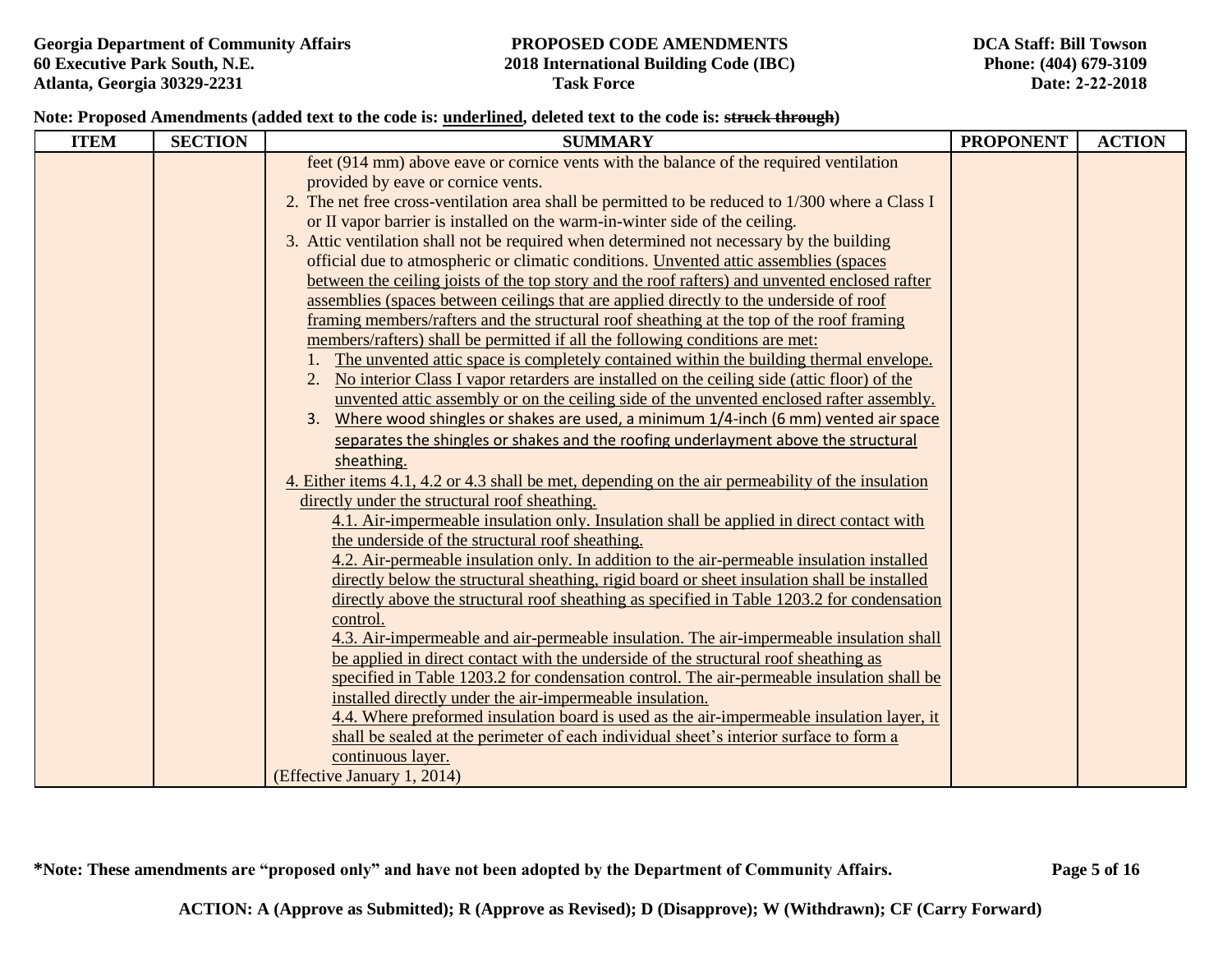**Note: Proposed Amendments (added text to the code is: underlined, deleted text to the code is: ~~struck through~~)**

| ITEM | SECTION | SUMMARY | PROPONENT | ACTION |
|---|---|---|---|---|
| | | feet (914 mm) above eave or cornice vents with the balance of the required ventilation provided by eave or cornice vents.<br>2. The net free cross-ventilation area shall be permitted to be reduced to 1/300 where a Class I or II vapor barrier is installed on the warm-in-winter side of the ceiling.<br>3. Attic ventilation shall not be required when determined not necessary by the building official due to atmospheric or climatic conditions. <u>Unvented attic assemblies (spaces between the ceiling joists of the top story and the roof rafters) and unvented enclosed rafter assemblies (spaces between ceilings that are applied directly to the underside of roof framing members/rafters and the structural roof sheathing at the top of the roof framing members/rafters) shall be permitted if all the following conditions are met:</u><br>1. <u>The unvented attic space is completely contained within the building thermal envelope.</u><br>2. <u>No interior Class I vapor retarders are installed on the ceiling side (attic floor) of the unvented attic assembly or on the ceiling side of the unvented enclosed rafter assembly.</u><br>3. <u>Where wood shingles or shakes are used, a minimum 1/4-inch (6 mm) vented air space separates the shingles or shakes and the roofing underlayment above the structural sheathing.</u><br><u>4. Either items 4.1, 4.2 or 4.3 shall be met, depending on the air permeability of the insulation directly under the structural roof sheathing.</u><br><u>4.1. Air-impermeable insulation only. Insulation shall be applied in direct contact with the underside of the structural roof sheathing.</u><br><u>4.2. Air-permeable insulation only. In addition to the air-permeable insulation installed directly below the structural sheathing, rigid board or sheet insulation shall be installed directly above the structural roof sheathing as specified in Table 1203.2 for condensation control.</u><br><u>4.3. Air-impermeable and air-permeable insulation. The air-impermeable insulation shall be applied in direct contact with the underside of the structural roof sheathing as specified in Table 1203.2 for condensation control. The air-permeable insulation shall be installed directly under the air-impermeable insulation.</u><br><u>4.4. Where preformed insulation board is used as the air-impermeable insulation layer, it shall be sealed at the perimeter of each individual sheet's interior surface to form a continuous layer.</u><br>(Effective January 1, 2014) | | |

**\*Note: These amendments are "proposed only" and have not been adopted by the Department of Community Affairs.**

**ACTION: A (Approve as Submitted); R (Approve as Revised); D (Disapprove); W (Withdrawn); CF (Carry Forward)**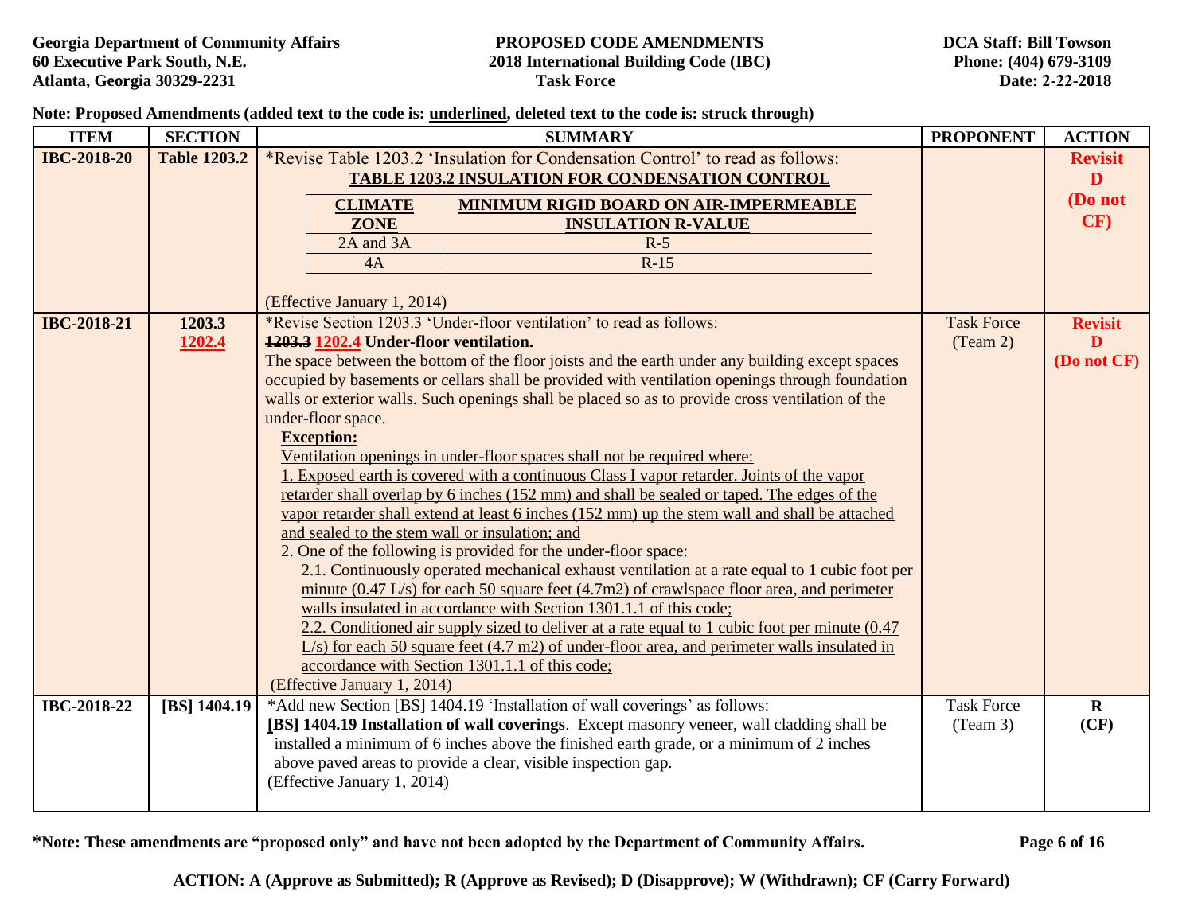Note: Proposed Amendments (added text to the code is: <u>underlined</u>, deleted text to the code is: ~~struck through~~)

| ITEM | SECTION | SUMMARY | PROPONENT | ACTION |
|---|---|---|---|---|
| IBC-2018-20 | Table 1203.2 | *Revise Table 1203.2 'Insulation for Condensation Control' to read as follows:<br>**<u>TABLE 1203.2 INSULATION FOR CONDENSATION CONTROL</u>**<br><br>**<u>CLIMATE ZONE</u>** — **<u>MINIMUM RIGID BOARD ON AIR-IMPERMEABLE INSULATION R-VALUE</u>**<br><u>2A and 3A</u> — <u>R-5</u><br><u>4A</u> — <u>R-15</u><br><br>(Effective January 1, 2014) | | **Revisit D (Do not CF)** |
| IBC-2018-21 | ~~1203.3~~ <u>1202.4</u> | *Revise Section 1203.3 'Under-floor ventilation' to read as follows:<br>**~~1203.3~~ <u>1202.4</u> Under-floor ventilation.**<br>The space between the bottom of the floor joists and the earth under any building except spaces occupied by basements or cellars shall be provided with ventilation openings through foundation walls or exterior walls. Such openings shall be placed so as to provide cross ventilation of the under-floor space.<br>**<u>Exception:</u>**<br><u>Ventilation openings in under-floor spaces shall not be required where:</u><br><u>1. Exposed earth is covered with a continuous Class I vapor retarder. Joints of the vapor retarder shall overlap by 6 inches (152 mm) and shall be sealed or taped. The edges of the vapor retarder shall extend at least 6 inches (152 mm) up the stem wall and shall be attached and sealed to the stem wall or insulation; and</u><br><u>2. One of the following is provided for the under-floor space:</u><br><u>2.1. Continuously operated mechanical exhaust ventilation at a rate equal to 1 cubic foot per minute (0.47 L/s) for each 50 square feet (4.7m2) of crawlspace floor area, and perimeter walls insulated in accordance with Section 1301.1.1 of this code;</u><br><u>2.2. Conditioned air supply sized to deliver at a rate equal to 1 cubic foot per minute (0.47 L/s) for each 50 square feet (4.7 m2) of under-floor area, and perimeter walls insulated in accordance with Section 1301.1.1 of this code;</u><br>(Effective January 1, 2014) | Task Force (Team 2) | **Revisit D (Do not CF)** |
| IBC-2018-22 | [BS] 1404.19 | *Add new Section [BS] 1404.19 'Installation of wall coverings' as follows:<br>**[BS] 1404.19 Installation of wall coverings**. Except masonry veneer, wall cladding shall be installed a minimum of 6 inches above the finished earth grade, or a minimum of 2 inches above paved areas to provide a clear, visible inspection gap.<br>(Effective January 1, 2014) | Task Force (Team 3) | **R (CF)** |

**\*Note: These amendments are "proposed only" and have not been adopted by the Department of Community Affairs.**

**ACTION: A (Approve as Submitted); R (Approve as Revised); D (Disapprove); W (Withdrawn); CF (Carry Forward)**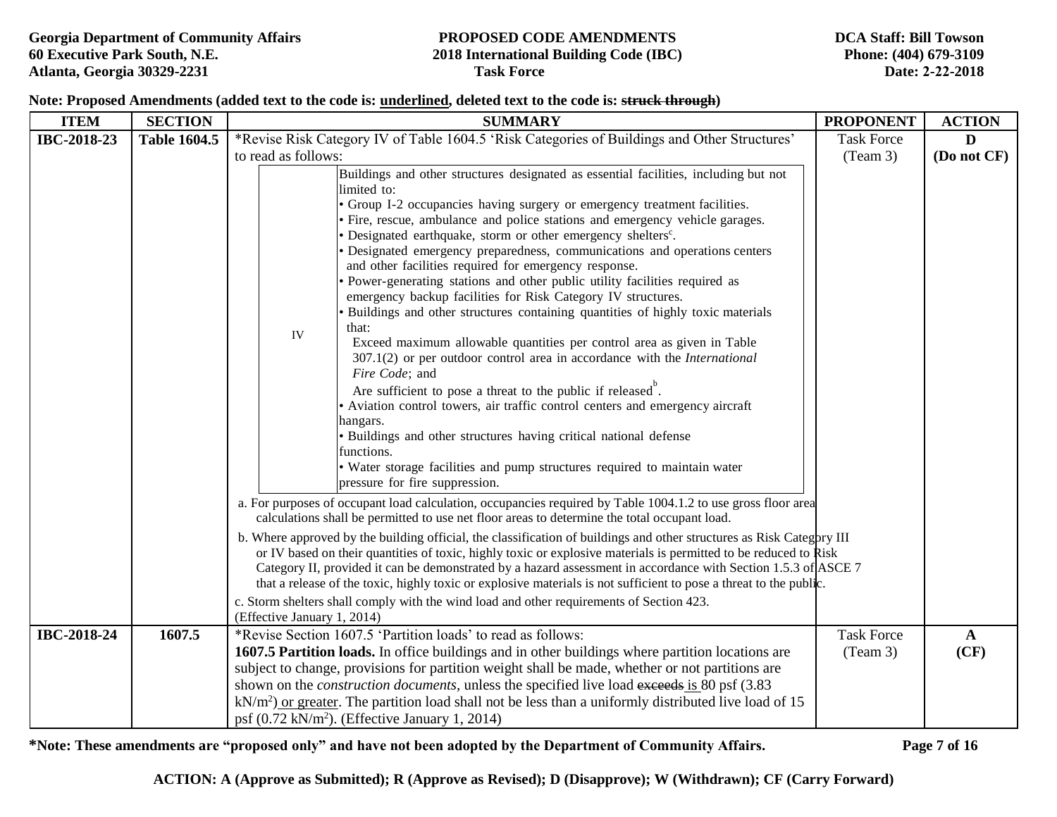**Note: Proposed Amendments (added text to the code is: <u>underlined</u>, deleted text to the code is: ~~struck through~~)**

| ITEM | SECTION | SUMMARY | PROPONENT | ACTION |
|---|---|---|---|---|
| IBC-2018-23 | Table 1604.5 | *Revise Risk Category IV of Table 1604.5 'Risk Categories of Buildings and Other Structures' to read as follows:<br><br>**IV** — Buildings and other structures designated as essential facilities, including but not limited to:<br>• Group I-2 occupancies having surgery or emergency treatment facilities.<br>• Fire, rescue, ambulance and police stations and emergency vehicle garages.<br>• Designated earthquake, storm or other emergency shelters[c].<br>• Designated emergency preparedness, communications and operations centers and other facilities required for emergency response.<br>• Power-generating stations and other public utility facilities required as emergency backup facilities for Risk Category IV structures.<br>• Buildings and other structures containing quantities of highly toxic materials that:<br>Exceed maximum allowable quantities per control area as given in Table 307.1(2) or per outdoor control area in accordance with the *International Fire Code*; and<br>Are sufficient to pose a threat to the public if released[b].<br>• Aviation control towers, air traffic control centers and emergency aircraft hangars.<br>• Buildings and other structures having critical national defense functions.<br>• Water storage facilities and pump structures required to maintain water pressure for fire suppression.<br><br>a. For purposes of occupant load calculation, occupancies required by Table 1004.1.2 to use gross floor area calculations shall be permitted to use net floor areas to determine the total occupant load.<br>b. Where approved by the building official, the classification of buildings and other structures as Risk Category III or IV based on their quantities of toxic, highly toxic or explosive materials is permitted to be reduced to Risk Category II, provided it can be demonstrated by a hazard assessment in accordance with Section 1.5.3 of ASCE 7 that a release of the toxic, highly toxic or explosive materials is not sufficient to pose a threat to the public.<br>c. Storm shelters shall comply with the wind load and other requirements of Section 423.<br>(Effective January 1, 2014) | Task Force (Team 3) | **D (Do not CF)** |
| IBC-2018-24 | 1607.5 | *Revise Section 1607.5 'Partition loads' to read as follows:<br>**1607.5 Partition loads.** In office buildings and in other buildings where partition locations are subject to change, provisions for partition weight shall be made, whether or not partitions are shown on the *construction documents*, unless the specified live load ~~exceeds~~ <u>is</u> 80 psf (3.83 $kN/m^2$) <u>or greater</u>. The partition load shall not be less than a uniformly distributed live load of 15 psf (0.72 $kN/m^2$). (Effective January 1, 2014) | Task Force (Team 3) | **A (CF)** |

**\*Note: These amendments are "proposed only" and have not been adopted by the Department of Community Affairs.**

**ACTION: A (Approve as Submitted); R (Approve as Revised); D (Disapprove); W (Withdrawn); CF (Carry Forward)**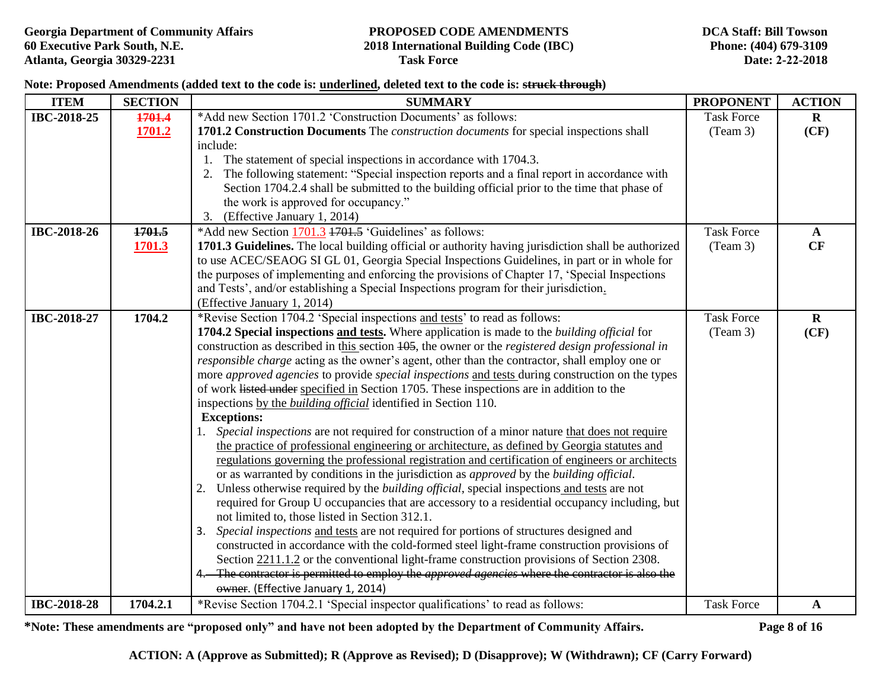**Note: Proposed Amendments (added text to the code is: <u>underlined</u>, deleted text to the code is: ~~struck through~~)**

| ITEM | SECTION | SUMMARY | PROPONENT | ACTION |
|---|---|---|---|---|
| IBC-2018-25 | ~~1701.4~~ <u>1701.2</u> | *Add new Section 1701.2 'Construction Documents' as follows:<br>**1701.2 Construction Documents** The *construction documents* for special inspections shall include:<br>1. The statement of special inspections in accordance with 1704.3.<br>2. The following statement: "Special inspection reports and a final report in accordance with Section 1704.2.4 shall be submitted to the building official prior to the time that phase of the work is approved for occupancy."<br>3. (Effective January 1, 2014) | Task Force (Team 3) | **R (CF)** |
| IBC-2018-26 | ~~1701.5~~ <u>1701.3</u> | *Add new Section <u>1701.3</u> ~~1701.5~~ 'Guidelines' as follows:<br>**1701.3 Guidelines.** The local building official or authority having jurisdiction shall be authorized to use ACEC/SEAOG SI GL 01, Georgia Special Inspections Guidelines, in part or in whole for the purposes of implementing and enforcing the provisions of Chapter 17, 'Special Inspections and Tests', and/or establishing a Special Inspections program for their jurisdiction<u>.</u><br>(Effective January 1, 2014) | Task Force (Team 3) | **A CF** |
| IBC-2018-27 | 1704.2 | *Revise Section 1704.2 'Special inspections <u>and tests</u>' to read as follows:<br>**1704.2 Special inspections <u>and tests</u>.** Where application is made to the *building official* for construction as described in <u>this</u> section ~~105~~, the owner or the *registered design professional in responsible charge* acting as the owner's agent, other than the contractor, shall employ one or more *approved agencies* to provide *special inspections* <u>and tests</u> during construction on the types of work ~~listed under~~ <u>specified in</u> Section 1705. These inspections are in addition to the inspections <u>by the *building official*</u> identified in Section 110.<br>**Exceptions:**<br>1. *Special inspections* are not required for construction of a minor nature <u>that does not require the practice of professional engineering or architecture, as defined by Georgia statutes and regulations governing the professional registration and certification of engineers or architects</u> or as warranted by conditions in the jurisdiction as *approved* by the *building official*.<br>2. Unless otherwise required by the *building official*, special inspections <u>and tests</u> are not required for Group U occupancies that are accessory to a residential occupancy including, but not limited to, those listed in Section 312.1.<br>3. *Special inspections* <u>and tests</u> are not required for portions of structures designed and constructed in accordance with the cold-formed steel light-frame construction provisions of Section <u>2211.1.2</u> or the conventional light-frame construction provisions of Section 2308.<br>~~4. The contractor is permitted to employ the *approved agencies* where the contractor is also the owner~~. (Effective January 1, 2014) | Task Force (Team 3) | **R (CF)** |
| IBC-2018-28 | 1704.2.1 | *Revise Section 1704.2.1 'Special inspector qualifications' to read as follows: | Task Force | **A** |

**\*Note: These amendments are "proposed only" and have not been adopted by the Department of Community Affairs.**

**ACTION: A (Approve as Submitted); R (Approve as Revised); D (Disapprove); W (Withdrawn); CF (Carry Forward)**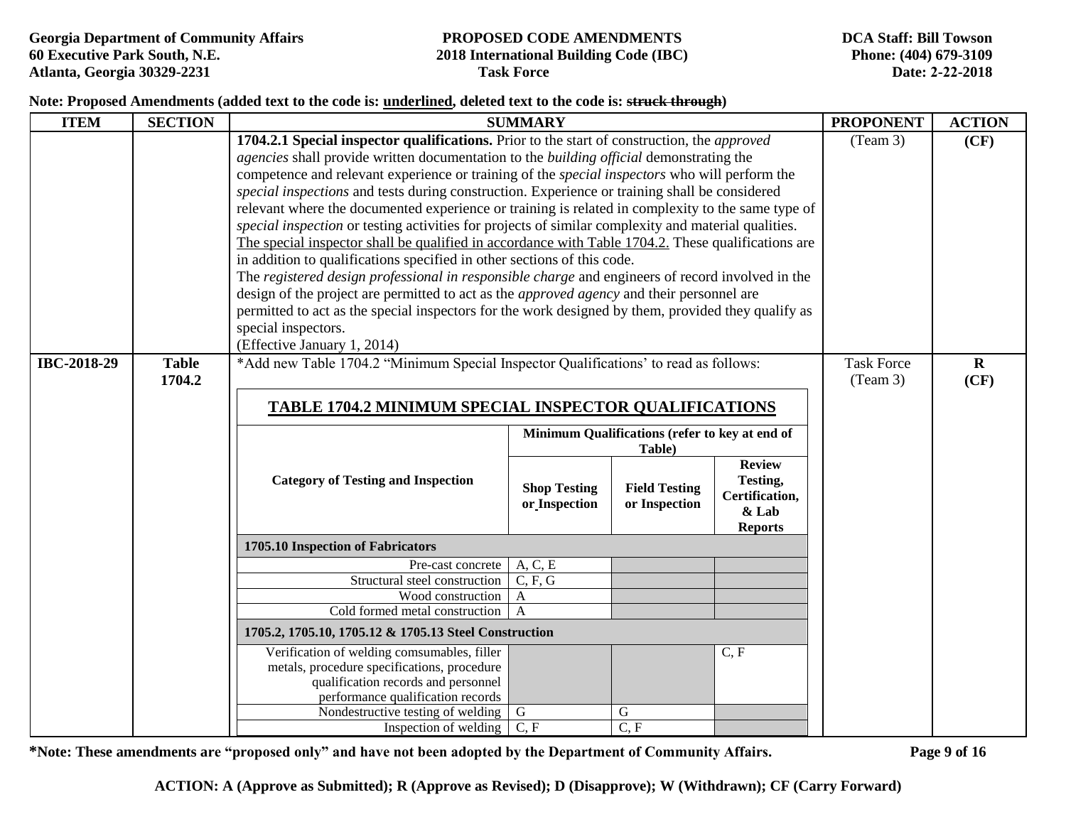**Note: Proposed Amendments (added text to the code is: <u>underlined</u>, deleted text to the code is: ~~struck through~~)**

| ITEM | SECTION | SUMMARY | PROPONENT | ACTION |
|---|---|---|---|---|
| | | **1704.2.1 Special inspector qualifications.** Prior to the start of construction, the *approved agencies* shall provide written documentation to the *building official* demonstrating the competence and relevant experience or training of the *special inspectors* who will perform the *special inspections* and tests during construction. Experience or training shall be considered relevant where the documented experience or training is related in complexity to the same type of *special inspection* or testing activities for projects of similar complexity and material qualities. <u>The special inspector shall be qualified in accordance with Table 1704.2.</u> These qualifications are in addition to qualifications specified in other sections of this code. The *registered design professional in responsible charge* and engineers of record involved in the design of the project are permitted to act as the *approved agency* and their personnel are permitted to act as the special inspectors for the work designed by them, provided they qualify as special inspectors. (Effective January 1, 2014) | (Team 3) | **(CF)** |
| **IBC-2018-29** | **Table 1704.2** | *Add new Table 1704.2 "Minimum Special Inspector Qualifications' to read as follows: (see table below) | Task Force (Team 3) | **R (CF)** |

<u>**TABLE 1704.2 MINIMUM SPECIAL INSPECTOR QUALIFICATIONS**</u>

| Category of Testing and Inspection | Minimum Qualifications (refer to key at end of Table) | | |
|---|---|---|---|
| | Shop Testing or Inspection | Field Testing or Inspection | Review Testing, Certification, & Lab Reports |
| **1705.10 Inspection of Fabricators** | | | |
| Pre-cast concrete | A, C, E | | |
| Structural steel construction | C, F, G | | |
| Wood construction | A | | |
| Cold formed metal construction | A | | |
| **1705.2, 1705.10, 1705.12 & 1705.13 Steel Construction** | | | |
| Verification of welding comsumables, filler metals, procedure specifications, procedure qualification records and personnel performance qualification records | | | C, F |
| Nondestructive testing of welding | G | G | |
| Inspection of welding | C, F | C, F | |

**\*Note: These amendments are "proposed only" and have not been adopted by the Department of Community Affairs.**

**ACTION: A (Approve as Submitted); R (Approve as Revised); D (Disapprove); W (Withdrawn); CF (Carry Forward)**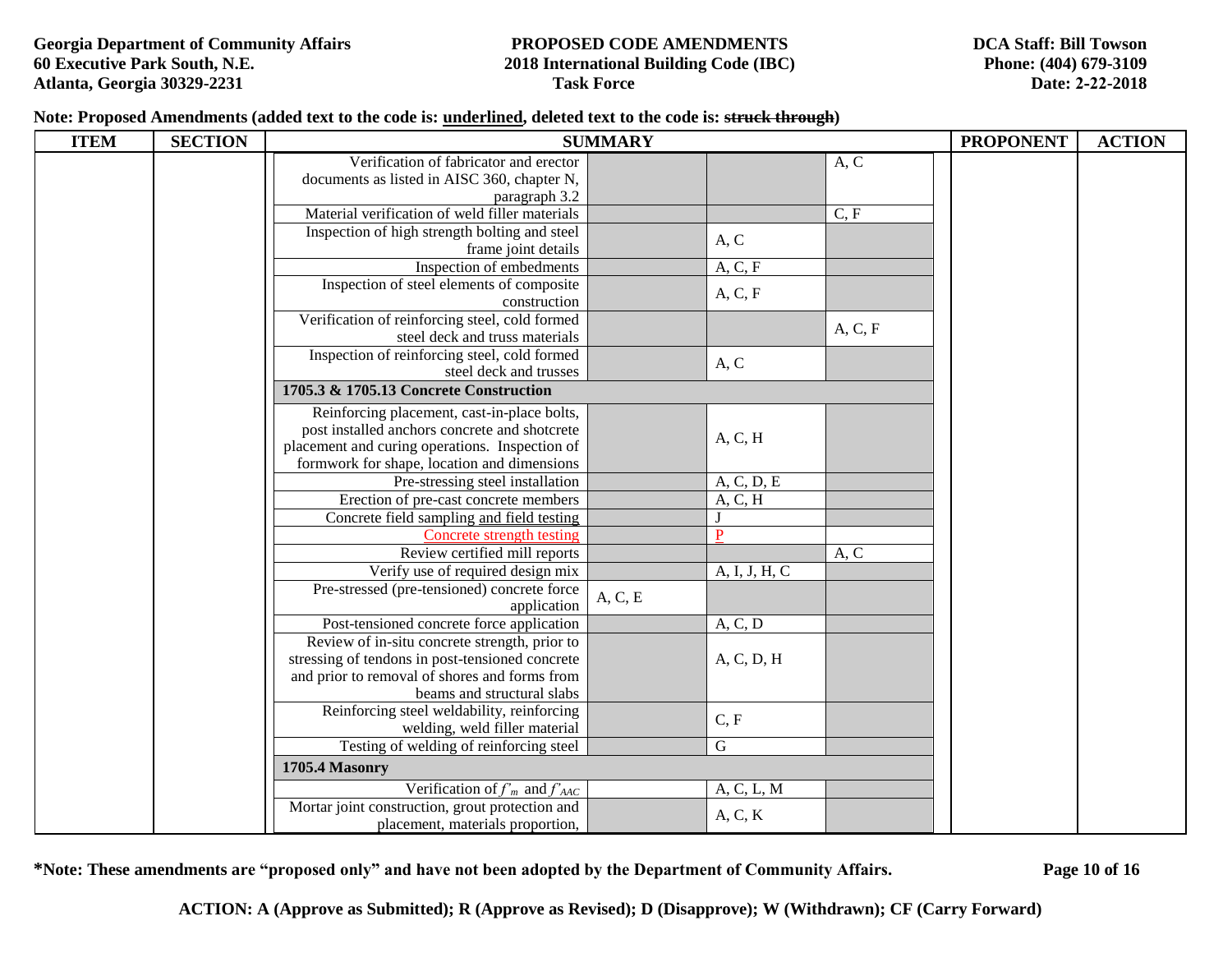**Note: Proposed Amendments (added text to the code is: <u>underlined</u>, deleted text to the code is: ~~struck through~~)**

| ITEM | SECTION | SUMMARY | | | | PROPONENT | ACTION |
|---|---|---|---|---|---|---|---|
| | | Verification of fabricator and erector documents as listed in AISC 360, chapter N, paragraph 3.2 | | | A, C | | |
| | | Material verification of weld filler materials | | | C, F | | |
| | | Inspection of high strength bolting and steel frame joint details | | A, C | | | |
| | | Inspection of embedments | | A, C, F | | | |
| | | Inspection of steel elements of composite construction | | A, C, F | | | |
| | | Verification of reinforcing steel, cold formed steel deck and truss materials | | | A, C, F | | |
| | | Inspection of reinforcing steel, cold formed steel deck and trusses | | A, C | | | |
| | | **1705.3 & 1705.13 Concrete Construction** | | | | | |
| | | Reinforcing placement, cast-in-place bolts, post installed anchors concrete and shotcrete placement and curing operations. Inspection of formwork for shape, location and dimensions | | A, C, H | | | |
| | | Pre-stressing steel installation | | A, C, D, E | | | |
| | | Erection of pre-cast concrete members | | A, C, H | | | |
| | | Concrete field sampling <u>and field testing</u> | | J | | | |
| | | <u>Concrete strength testing</u> | | <u>P</u> | | | |
| | | Review certified mill reports | | | A, C | | |
| | | Verify use of required design mix | | A, I, J, H, C | | | |
| | | Pre-stressed (pre-tensioned) concrete force application | A, C, E | | | | |
| | | Post-tensioned concrete force application | | A, C, D | | | |
| | | Review of in-situ concrete strength, prior to stressing of tendons in post-tensioned concrete and prior to removal of shores and forms from beams and structural slabs | | A, C, D, H | | | |
| | | Reinforcing steel weldability, reinforcing welding, weld filler material | | C, F | | | |
| | | Testing of welding of reinforcing steel | | G | | | |
| | | **1705.4 Masonry** | | | | | |
| | | Verification of $f'_m$ and $f'_{AAC}$ | | A, C, L, M | | | |
| | | Mortar joint construction, grout protection and placement, materials proportion, | | A, C, K | | | |

**\*Note: These amendments are "proposed only" and have not been adopted by the Department of Community Affairs.**

**ACTION: A (Approve as Submitted); R (Approve as Revised); D (Disapprove); W (Withdrawn); CF (Carry Forward)**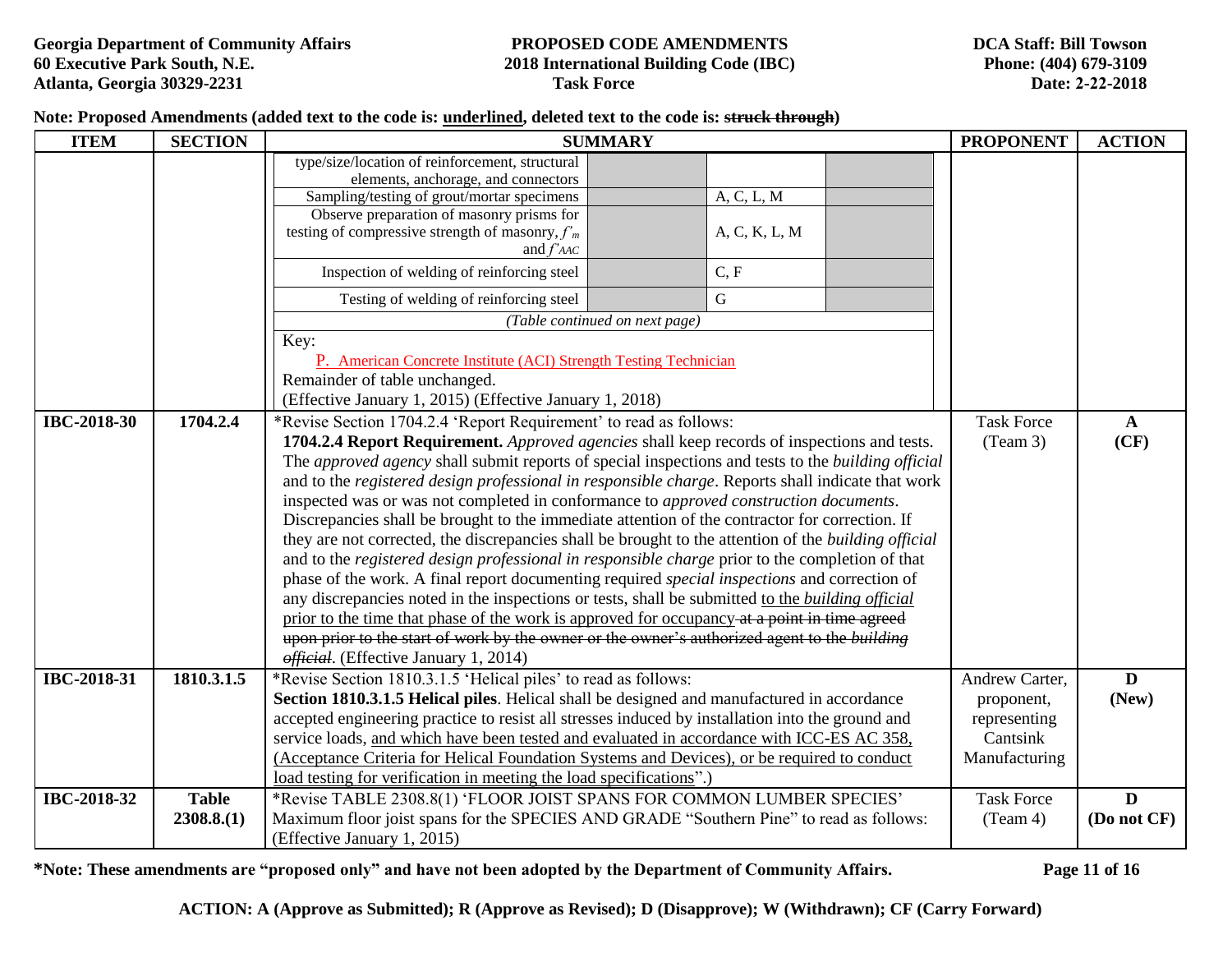**Note: Proposed Amendments (added text to the code is: underlined, deleted text to the code is: ~~struck through~~)**

| ITEM | SECTION | SUMMARY | PROPONENT | ACTION |
|---|---|---|---|---|
| | | type/size/location of reinforcement, structural elements, anchorage, and connectors \| \| \| <br>Sampling/testing of grout/mortar specimens \| \| A, C, L, M \| <br>Observe preparation of masonry prisms for testing of compressive strength of masonry, $f'_m$ and $f'_{AAC}$ \| \| A, C, K, L, M \| <br>Inspection of welding of reinforcing steel \| \| C, F \| <br>Testing of welding of reinforcing steel \| \| G \| <br>*(Table continued on next page)*<br>Key:<br><u>P. American Concrete Institute (ACI) Strength Testing Technician</u><br>Remainder of table unchanged.<br>(Effective January 1, 2015) (Effective January 1, 2018) | | |
| IBC-2018-30 | 1704.2.4 | *Revise Section 1704.2.4 'Report Requirement' to read as follows:<br>**1704.2.4 Report Requirement.** *Approved agencies* shall keep records of inspections and tests. The *approved agency* shall submit reports of special inspections and tests to the *building official* and to the *registered design professional in responsible charge*. Reports shall indicate that work inspected was or was not completed in conformance to *approved construction documents*. Discrepancies shall be brought to the immediate attention of the contractor for correction. If they are not corrected, the discrepancies shall be brought to the attention of the *building official* and to the *registered design professional in responsible charge* prior to the completion of that phase of the work. A final report documenting required *special inspections* and correction of any discrepancies noted in the inspections or tests, shall be submitted <u>to the *building official* prior to the time that phase of the work is approved for occupancy</u> ~~at a point in time agreed upon prior to the start of work by the owner or the owner's authorized agent to the *building official*~~. (Effective January 1, 2014) | Task Force (Team 3) | **A (CF)** |
| IBC-2018-31 | 1810.3.1.5 | *Revise Section 1810.3.1.5 'Helical piles' to read as follows:<br>**Section 1810.3.1.5 Helical piles**. Helical shall be designed and manufactured in accordance accepted engineering practice to resist all stresses induced by installation into the ground and service loads, <u>and which have been tested and evaluated in accordance with ICC-ES AC 358, (Acceptance Criteria for Helical Foundation Systems and Devices), or be required to conduct load testing for verification in meeting the load specifications</u>".) | Andrew Carter, proponent, representing Cantsink Manufacturing | **D (New)** |
| IBC-2018-32 | **Table 2308.8.(1)** | *Revise TABLE 2308.8(1) 'FLOOR JOIST SPANS FOR COMMON LUMBER SPECIES' Maximum floor joist spans for the SPECIES AND GRADE "Southern Pine" to read as follows: (Effective January 1, 2015) | Task Force (Team 4) | **D (Do not CF)** |

**\*Note: These amendments are "proposed only" and have not been adopted by the Department of Community Affairs.**

**ACTION: A (Approve as Submitted); R (Approve as Revised); D (Disapprove); W (Withdrawn); CF (Carry Forward)**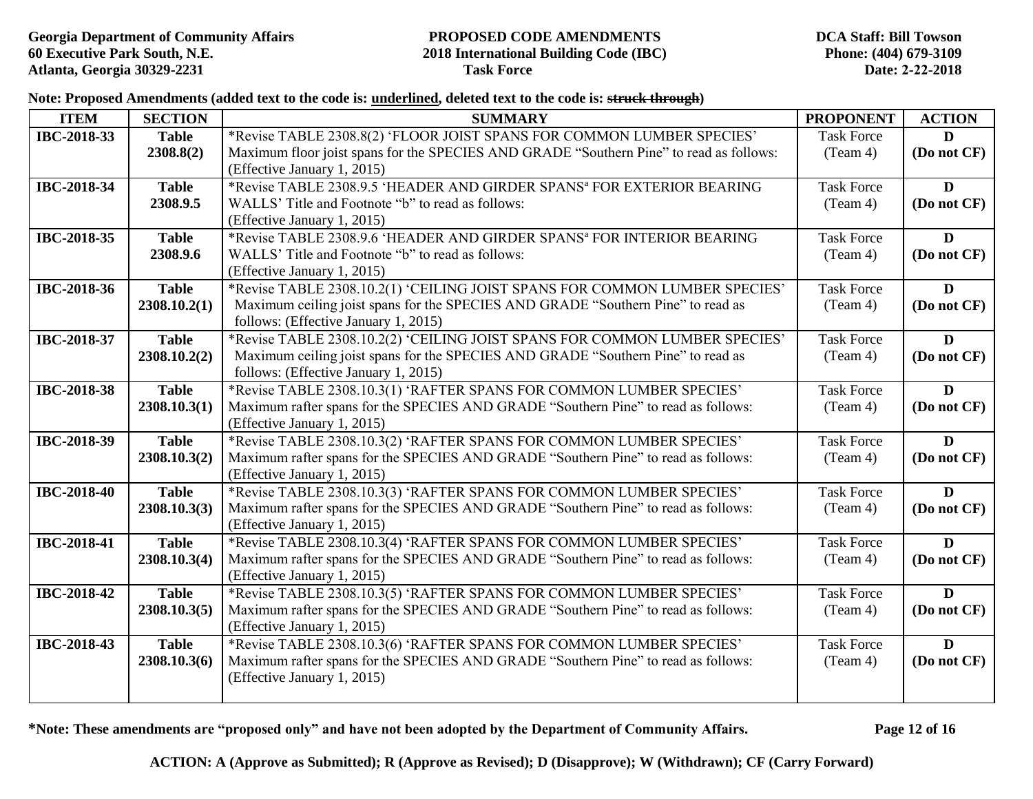**Note: Proposed Amendments (added text to the code is: underlined, deleted text to the code is: ~~struck through~~)**

| ITEM | SECTION | SUMMARY | PROPONENT | ACTION |
|---|---|---|---|---|
| IBC-2018-33 | Table 2308.8(2) | *Revise TABLE 2308.8(2) 'FLOOR JOIST SPANS FOR COMMON LUMBER SPECIES' Maximum floor joist spans for the SPECIES AND GRADE "Southern Pine" to read as follows: (Effective January 1, 2015) | Task Force (Team 4) | D (Do not CF) |
| IBC-2018-34 | Table 2308.9.5 | *Revise TABLE 2308.9.5 'HEADER AND GIRDER SPANS[a] FOR EXTERIOR BEARING WALLS' Title and Footnote "b" to read as follows: (Effective January 1, 2015) | Task Force (Team 4) | D (Do not CF) |
| IBC-2018-35 | Table 2308.9.6 | *Revise TABLE 2308.9.6 'HEADER AND GIRDER SPANS[a] FOR INTERIOR BEARING WALLS' Title and Footnote "b" to read as follows: (Effective January 1, 2015) | Task Force (Team 4) | D (Do not CF) |
| IBC-2018-36 | Table 2308.10.2(1) | *Revise TABLE 2308.10.2(1) 'CEILING JOIST SPANS FOR COMMON LUMBER SPECIES' Maximum ceiling joist spans for the SPECIES AND GRADE "Southern Pine" to read as follows: (Effective January 1, 2015) | Task Force (Team 4) | D (Do not CF) |
| IBC-2018-37 | Table 2308.10.2(2) | *Revise TABLE 2308.10.2(2) 'CEILING JOIST SPANS FOR COMMON LUMBER SPECIES' Maximum ceiling joist spans for the SPECIES AND GRADE "Southern Pine" to read as follows: (Effective January 1, 2015) | Task Force (Team 4) | D (Do not CF) |
| IBC-2018-38 | Table 2308.10.3(1) | *Revise TABLE 2308.10.3(1) 'RAFTER SPANS FOR COMMON LUMBER SPECIES' Maximum rafter spans for the SPECIES AND GRADE "Southern Pine" to read as follows: (Effective January 1, 2015) | Task Force (Team 4) | D (Do not CF) |
| IBC-2018-39 | Table 2308.10.3(2) | *Revise TABLE 2308.10.3(2) 'RAFTER SPANS FOR COMMON LUMBER SPECIES' Maximum rafter spans for the SPECIES AND GRADE "Southern Pine" to read as follows: (Effective January 1, 2015) | Task Force (Team 4) | D (Do not CF) |
| IBC-2018-40 | Table 2308.10.3(3) | *Revise TABLE 2308.10.3(3) 'RAFTER SPANS FOR COMMON LUMBER SPECIES' Maximum rafter spans for the SPECIES AND GRADE "Southern Pine" to read as follows: (Effective January 1, 2015) | Task Force (Team 4) | D (Do not CF) |
| IBC-2018-41 | Table 2308.10.3(4) | *Revise TABLE 2308.10.3(4) 'RAFTER SPANS FOR COMMON LUMBER SPECIES' Maximum rafter spans for the SPECIES AND GRADE "Southern Pine" to read as follows: (Effective January 1, 2015) | Task Force (Team 4) | D (Do not CF) |
| IBC-2018-42 | Table 2308.10.3(5) | *Revise TABLE 2308.10.3(5) 'RAFTER SPANS FOR COMMON LUMBER SPECIES' Maximum rafter spans for the SPECIES AND GRADE "Southern Pine" to read as follows: (Effective January 1, 2015) | Task Force (Team 4) | D (Do not CF) |
| IBC-2018-43 | Table 2308.10.3(6) | *Revise TABLE 2308.10.3(6) 'RAFTER SPANS FOR COMMON LUMBER SPECIES' Maximum rafter spans for the SPECIES AND GRADE "Southern Pine" to read as follows: (Effective January 1, 2015) | Task Force (Team 4) | D (Do not CF) |

***Note: These amendments are "proposed only" and have not been adopted by the Department of Community Affairs.**

**ACTION: A (Approve as Submitted); R (Approve as Revised); D (Disapprove); W (Withdrawn); CF (Carry Forward)**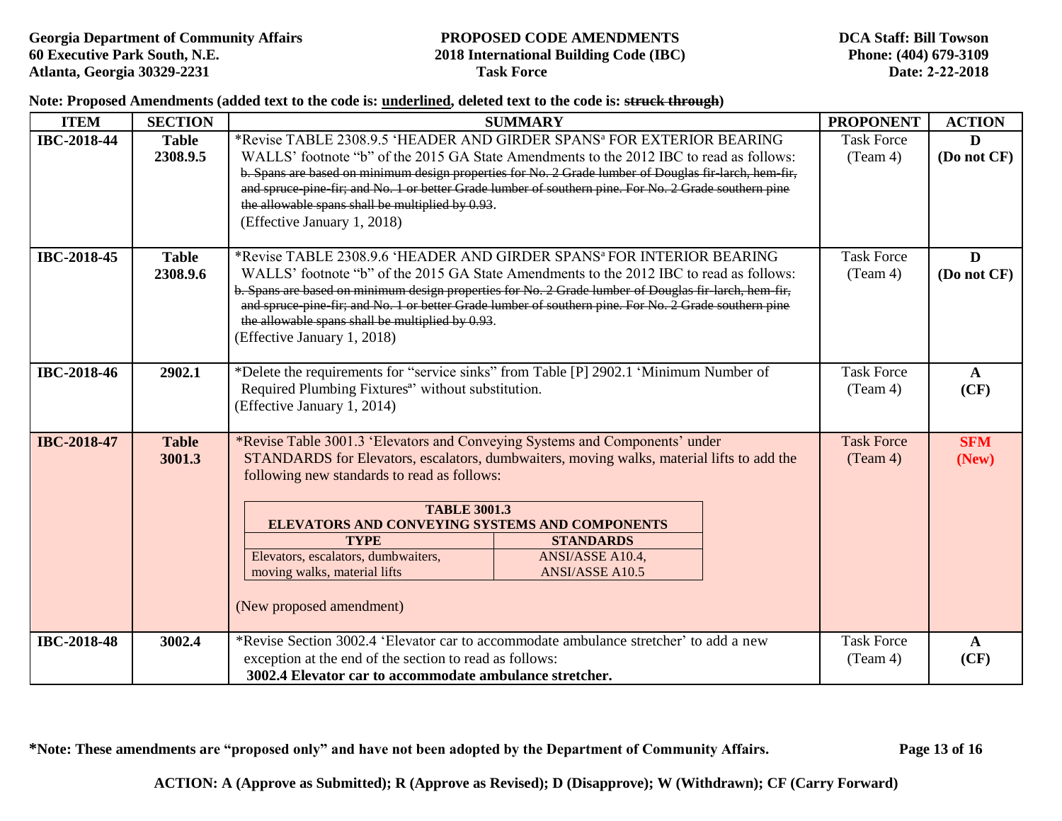Georgia Department of Community Affairs
60 Executive Park South, N.E.
Atlanta, Georgia 30329-2231

**PROPOSED CODE AMENDMENTS**
**2018 International Building Code (IBC)**
**Task Force**

DCA Staff: Bill Towson
Phone: (404) 679-3109
Date: 2-22-2018

**Note: Proposed Amendments (added text to the code is: underlined, deleted text to the code is: ~~struck through~~)**

| ITEM | SECTION | SUMMARY | PROPONENT | ACTION |
|---|---|---|---|---|
| **IBC-2018-44** | **Table 2308.9.5** | *Revise TABLE 2308.9.5 'HEADER AND GIRDER SPANS[a] FOR EXTERIOR BEARING WALLS' footnote "b" of the 2015 GA State Amendments to the 2012 IBC to read as follows:<br>~~b. Spans are based on minimum design properties for No. 2 Grade lumber of Douglas fir-larch, hem-fir, and spruce-pine-fir; and No. 1 or better Grade lumber of southern pine. For No. 2 Grade southern pine the allowable spans shall be multiplied by 0.93.~~<br>(Effective January 1, 2018) | Task Force (Team 4) | **D (Do not CF)** |
| **IBC-2018-45** | **Table 2308.9.6** | *Revise TABLE 2308.9.6 'HEADER AND GIRDER SPANS[a] FOR INTERIOR BEARING WALLS' footnote "b" of the 2015 GA State Amendments to the 2012 IBC to read as follows:<br>~~b. Spans are based on minimum design properties for No. 2 Grade lumber of Douglas fir-larch, hem-fir, and spruce-pine-fir; and No. 1 or better Grade lumber of southern pine. For No. 2 Grade southern pine the allowable spans shall be multiplied by 0.93.~~<br>(Effective January 1, 2018) | Task Force (Team 4) | **D (Do not CF)** |
| **IBC-2018-46** | **2902.1** | *Delete the requirements for "service sinks" from Table [P] 2902.1 'Minimum Number of Required Plumbing Fixtures[a]' without substitution.<br>(Effective January 1, 2014) | Task Force (Team 4) | **A (CF)** |
| **IBC-2018-47** | **Table 3001.3** | *Revise Table 3001.3 'Elevators and Conveying Systems and Components' under STANDARDS for Elevators, escalators, dumbwaiters, moving walks, material lifts to add the following new standards to read as follows:<br>**TABLE 3001.3 ELEVATORS AND CONVEYING SYSTEMS AND COMPONENTS**<br>**TYPE**: Elevators, escalators, dumbwaiters, moving walks, material lifts — **STANDARDS**: <u>ANSI/ASSE A10.4, ANSI/ASSE A10.5</u><br>(New proposed amendment) | Task Force (Team 4) | **SFM (New)** |
| **IBC-2018-48** | **3002.4** | *Revise Section 3002.4 'Elevator car to accommodate ambulance stretcher' to add a new exception at the end of the section to read as follows:<br>**3002.4 Elevator car to accommodate ambulance stretcher.** | Task Force (Team 4) | **A (CF)** |

**\*Note: These amendments are "proposed only" and have not been adopted by the Department of Community Affairs.**

**ACTION: A (Approve as Submitted); R (Approve as Revised); D (Disapprove); W (Withdrawn); CF (Carry Forward)**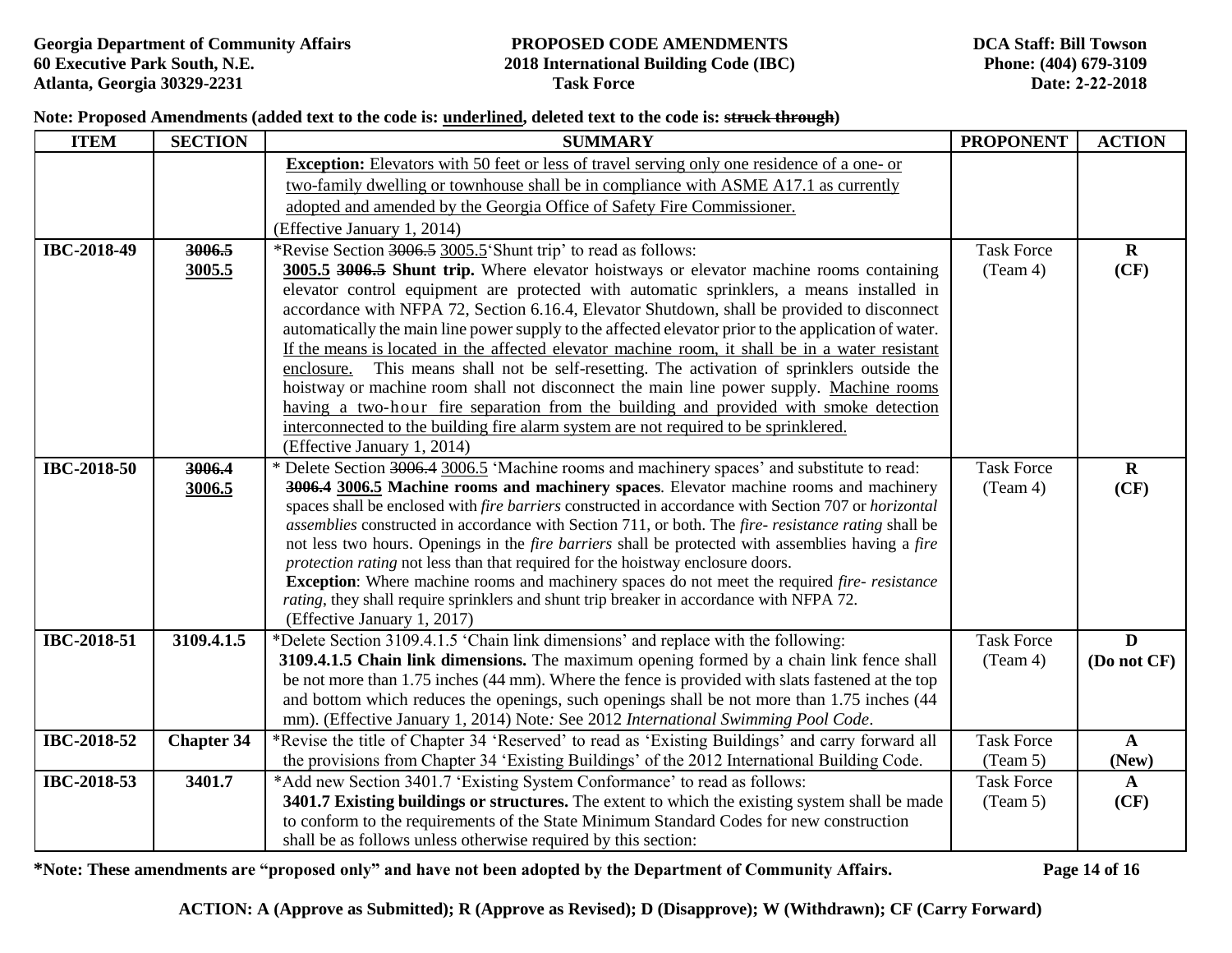**Note: Proposed Amendments (added text to the code is: <u>underlined</u>, deleted text to the code is: ~~struck through~~)**

| ITEM | SECTION | SUMMARY | PROPONENT | ACTION |
|---|---|---|---|---|
| | | <u>**Exception:** Elevators with 50 feet or less of travel serving only one residence of a one- or two-family dwelling or townhouse shall be in compliance with ASME A17.1 as currently adopted and amended by the Georgia Office of Safety Fire Commissioner.</u><br>(Effective January 1, 2014) | | |
| IBC-2018-49 | ~~3006.5~~<br><u>3005.5</u> | *Revise Section ~~3006.5~~ <u>3005.5</u>'Shunt trip' to read as follows:<br><u>**3005.5**</u> ~~**3006.5**~~ **Shunt trip.** Where elevator hoistways or elevator machine rooms containing elevator control equipment are protected with automatic sprinklers, a means installed in accordance with NFPA 72, Section 6.16.4, Elevator Shutdown, shall be provided to disconnect automatically the main line power supply to the affected elevator prior to the application of water. <u>If the means is located in the affected elevator machine room, it shall be in a water resistant enclosure.</u> This means shall not be self-resetting. The activation of sprinklers outside the hoistway or machine room shall not disconnect the main line power supply. <u>Machine rooms having a two-hour fire separation from the building and provided with smoke detection interconnected to the building fire alarm system are not required to be sprinklered.</u><br>(Effective January 1, 2014) | Task Force (Team 4) | **R (CF)** |
| IBC-2018-50 | ~~3006.4~~<br><u>3006.5</u> | * Delete Section ~~3006.4~~ <u>3006.5</u> 'Machine rooms and machinery spaces' and substitute to read:<br>~~**3006.4**~~ <u>**3006.5**</u> **Machine rooms and machinery spaces**. Elevator machine rooms and machinery spaces shall be enclosed with *fire barriers* constructed in accordance with Section 707 or *horizontal assemblies* constructed in accordance with Section 711, or both. The *fire- resistance rating* shall be not less two hours. Openings in the *fire barriers* shall be protected with assemblies having a *fire protection rating* not less than that required for the hoistway enclosure doors.<br>**Exception**: Where machine rooms and machinery spaces do not meet the required *fire- resistance rating*, they shall require sprinklers and shunt trip breaker in accordance with NFPA 72.<br>(Effective January 1, 2017) | Task Force (Team 4) | **R (CF)** |
| IBC-2018-51 | 3109.4.1.5 | *Delete Section 3109.4.1.5 'Chain link dimensions' and replace with the following:<br>**3109.4.1.5 Chain link dimensions.** The maximum opening formed by a chain link fence shall be not more than 1.75 inches (44 mm). Where the fence is provided with slats fastened at the top and bottom which reduces the openings, such openings shall be not more than 1.75 inches (44 mm). (Effective January 1, 2014) Note: See 2012 *International Swimming Pool Code*. | Task Force (Team 4) | **D (Do not CF)** |
| IBC-2018-52 | **Chapter 34** | *Revise the title of Chapter 34 'Reserved' to read as 'Existing Buildings' and carry forward all the provisions from Chapter 34 'Existing Buildings' of the 2012 International Building Code. | Task Force (Team 5) | **A (New)** |
| IBC-2018-53 | 3401.7 | *Add new Section 3401.7 'Existing System Conformance' to read as follows:<br>**3401.7 Existing buildings or structures.** The extent to which the existing system shall be made to conform to the requirements of the State Minimum Standard Codes for new construction shall be as follows unless otherwise required by this section: | Task Force (Team 5) | **A (CF)** |

**\*Note: These amendments are "proposed only" and have not been adopted by the Department of Community Affairs.**

**ACTION: A (Approve as Submitted); R (Approve as Revised); D (Disapprove); W (Withdrawn); CF (Carry Forward)**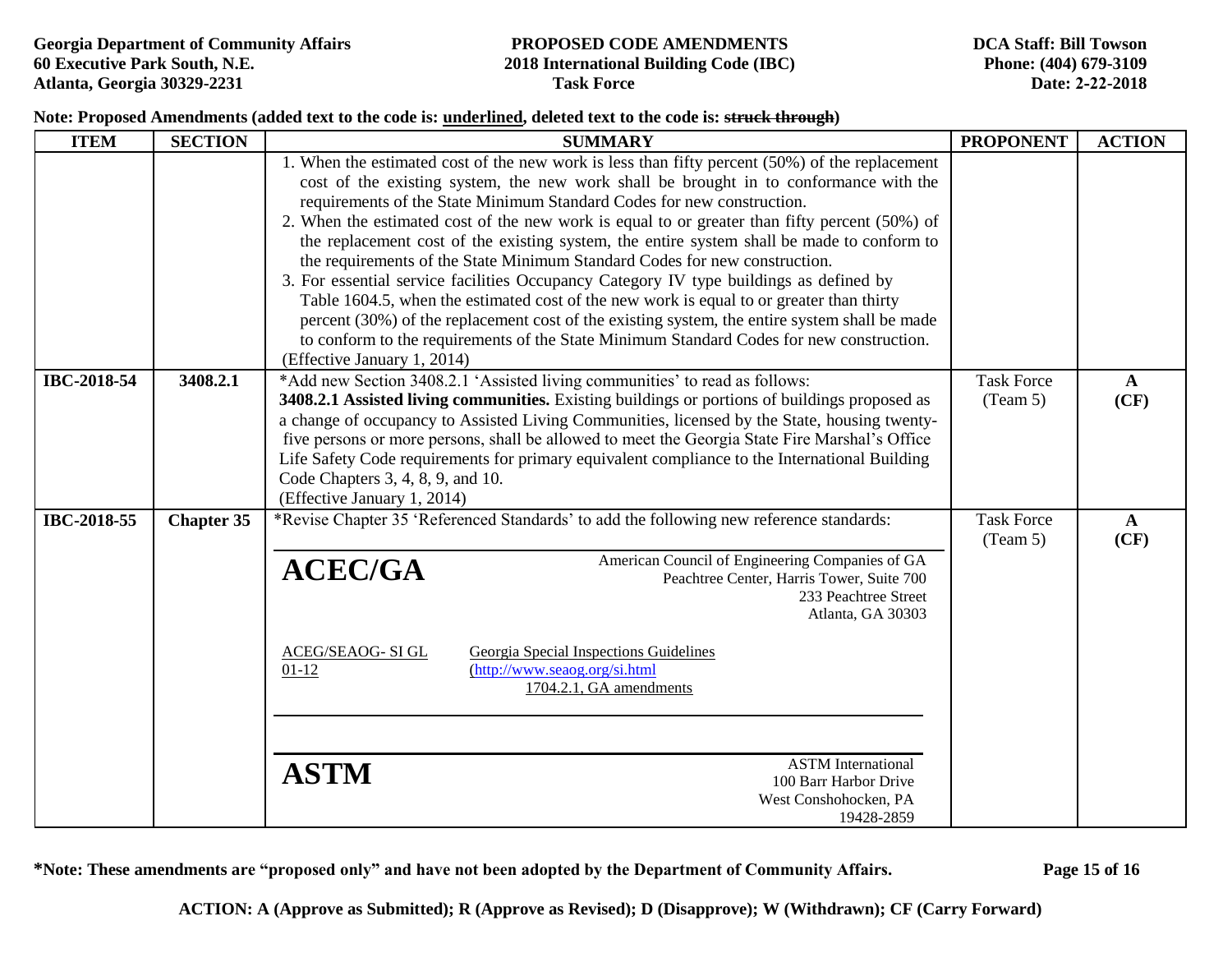**Note: Proposed Amendments (added text to the code is: <u>underlined</u>, deleted text to the code is: ~~struck through~~)**

| ITEM | SECTION | SUMMARY | PROPONENT | ACTION |
|---|---|---|---|---|
| | | 1. When the estimated cost of the new work is less than fifty percent (50%) of the replacement cost of the existing system, the new work shall be brought in to conformance with the requirements of the State Minimum Standard Codes for new construction.<br>2. When the estimated cost of the new work is equal to or greater than fifty percent (50%) of the replacement cost of the existing system, the entire system shall be made to conform to the requirements of the State Minimum Standard Codes for new construction.<br>3. For essential service facilities Occupancy Category IV type buildings as defined by Table 1604.5, when the estimated cost of the new work is equal to or greater than thirty percent (30%) of the replacement cost of the existing system, the entire system shall be made to conform to the requirements of the State Minimum Standard Codes for new construction.<br>(Effective January 1, 2014) | | |
| IBC-2018-54 | 3408.2.1 | *Add new Section 3408.2.1 'Assisted living communities' to read as follows:<br>**3408.2.1 Assisted living communities.** Existing buildings or portions of buildings proposed as a change of occupancy to Assisted Living Communities, licensed by the State, housing twenty-five persons or more persons, shall be allowed to meet the Georgia State Fire Marshal's Office Life Safety Code requirements for primary equivalent compliance to the International Building Code Chapters 3, 4, 8, 9, and 10.<br>(Effective January 1, 2014) | Task Force (Team 5) | **A (CF)** |
| IBC-2018-55 | **Chapter 35** | *Revise Chapter 35 'Referenced Standards' to add the following new reference standards:<br><br>**ACEC/GA** — American Council of Engineering Companies of GA, Peachtree Center, Harris Tower, Suite 700, 233 Peachtree Street, Atlanta, GA 30303<br><br><u>ACEG/SEAOG- SI GL 01-12</u> — <u>Georgia Special Inspections Guidelines (http://www.seaog.org/si.html</u> <u>1704.2.1, GA amendments</u><br><br>**ASTM** — ASTM International, 100 Barr Harbor Drive, West Conshohocken, PA 19428-2859 | Task Force (Team 5) | **A (CF)** |

**\*Note: These amendments are "proposed only" and have not been adopted by the Department of Community Affairs.**

**ACTION: A (Approve as Submitted); R (Approve as Revised); D (Disapprove); W (Withdrawn); CF (Carry Forward)**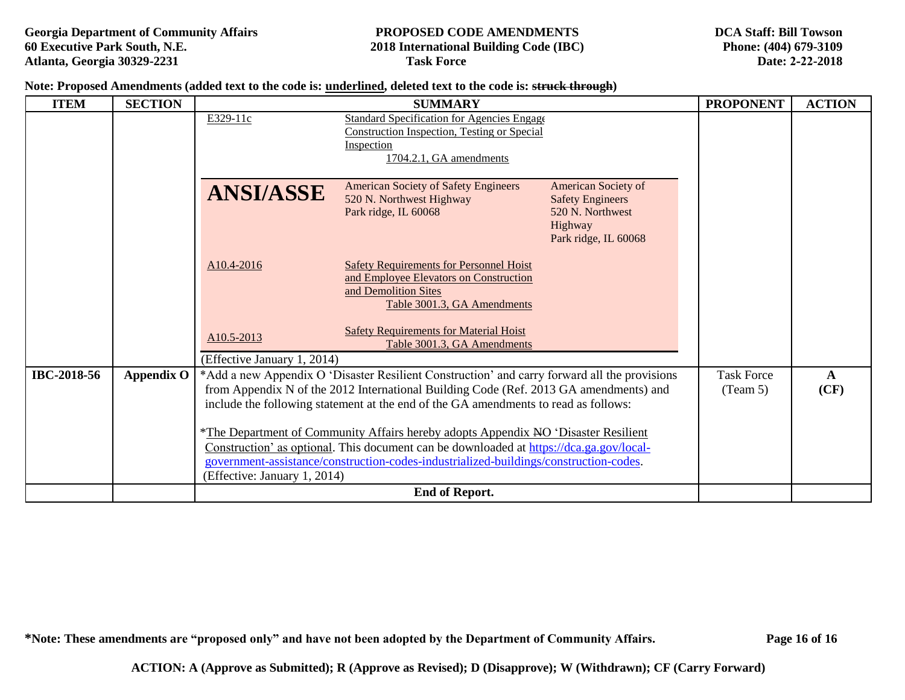**Note: Proposed Amendments (added text to the code is: underlined, deleted text to the code is: ~~struck through~~)**

| ITEM | SECTION | SUMMARY | PROPONENT | ACTION |
|---|---|---|---|---|
| | | E329-11c — Standard Specification for Agencies Engaged in Construction Inspection, Testing or Special Inspection — 1704.2.1, GA amendments<br><br>**ANSI/ASSE** — American Society of Safety Engineers, 520 N. Northwest Highway, Park ridge, IL 60068 — American Society of Safety Engineers, 520 N. Northwest Highway, Park ridge, IL 60068<br><br>A10.4-2016 — Safety Requirements for Personnel Hoist and Employee Elevators on Construction and Demolition Sites — Table 3001.3, GA Amendments<br><br>A10.5-2013 — Safety Requirements for Material Hoist — Table 3001.3, GA Amendments<br><br>(Effective January 1, 2014) | | |
| **IBC-2018-56** | **Appendix O** | *Add a new Appendix O 'Disaster Resilient Construction' and carry forward all the provisions from Appendix N of the 2012 International Building Code (Ref. 2013 GA amendments) and include the following statement at the end of the GA amendments to read as follows:<br><br>*The Department of Community Affairs hereby adopts Appendix ~~N~~O 'Disaster Resilient Construction' as optional. This document can be downloaded at https://dca.ga.gov/local-government-assistance/construction-codes-industrialized-buildings/construction-codes.<br>(Effective: January 1, 2014) | Task Force (Team 5) | **A (CF)** |
| | | **End of Report.** | | |

**\*Note: These amendments are "proposed only" and have not been adopted by the Department of Community Affairs.**

**ACTION: A (Approve as Submitted); R (Approve as Revised); D (Disapprove); W (Withdrawn); CF (Carry Forward)**